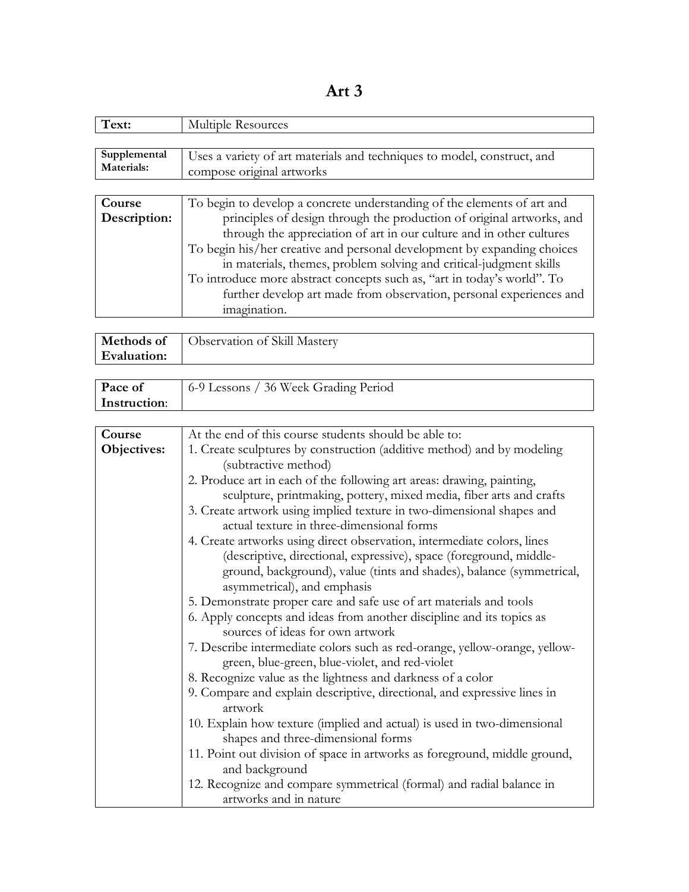# Art 3

| Text: | Multiple Resources |
|---|---|

| Supplemental Materials: | Uses a variety of art materials and techniques to model, construct, and compose original artworks |
|---|---|

| Course Description: | To begin to develop a concrete understanding of the elements of art and principles of design through the production of original artworks, and through the appreciation of art in our culture and in other cultures<br>To begin his/her creative and personal development by expanding choices in materials, themes, problem solving and critical-judgment skills<br>To introduce more abstract concepts such as, "art in today's world". To further develop art made from observation, personal experiences and imagination. |
|---|---|

| Methods of Evaluation: | Observation of Skill Mastery |
|---|---|

| Pace of Instruction: | 6-9 Lessons / 36 Week Grading Period |
|---|---|

| Course Objectives: | At the end of this course students should be able to:<br>1. Create sculptures by construction (additive method) and by modeling (subtractive method)<br>2. Produce art in each of the following art areas: drawing, painting, sculpture, printmaking, pottery, mixed media, fiber arts and crafts<br>3. Create artwork using implied texture in two-dimensional shapes and actual texture in three-dimensional forms<br>4. Create artworks using direct observation, intermediate colors, lines (descriptive, directional, expressive), space (foreground, middle-ground, background), value (tints and shades), balance (symmetrical, asymmetrical), and emphasis<br>5. Demonstrate proper care and safe use of art materials and tools<br>6. Apply concepts and ideas from another discipline and its topics as sources of ideas for own artwork<br>7. Describe intermediate colors such as red-orange, yellow-orange, yellow-green, blue-green, blue-violet, and red-violet<br>8. Recognize value as the lightness and darkness of a color<br>9. Compare and explain descriptive, directional, and expressive lines in artwork<br>10. Explain how texture (implied and actual) is used in two-dimensional shapes and three-dimensional forms<br>11. Point out division of space in artworks as foreground, middle ground, and background<br>12. Recognize and compare symmetrical (formal) and radial balance in artworks and in nature |
|---|---|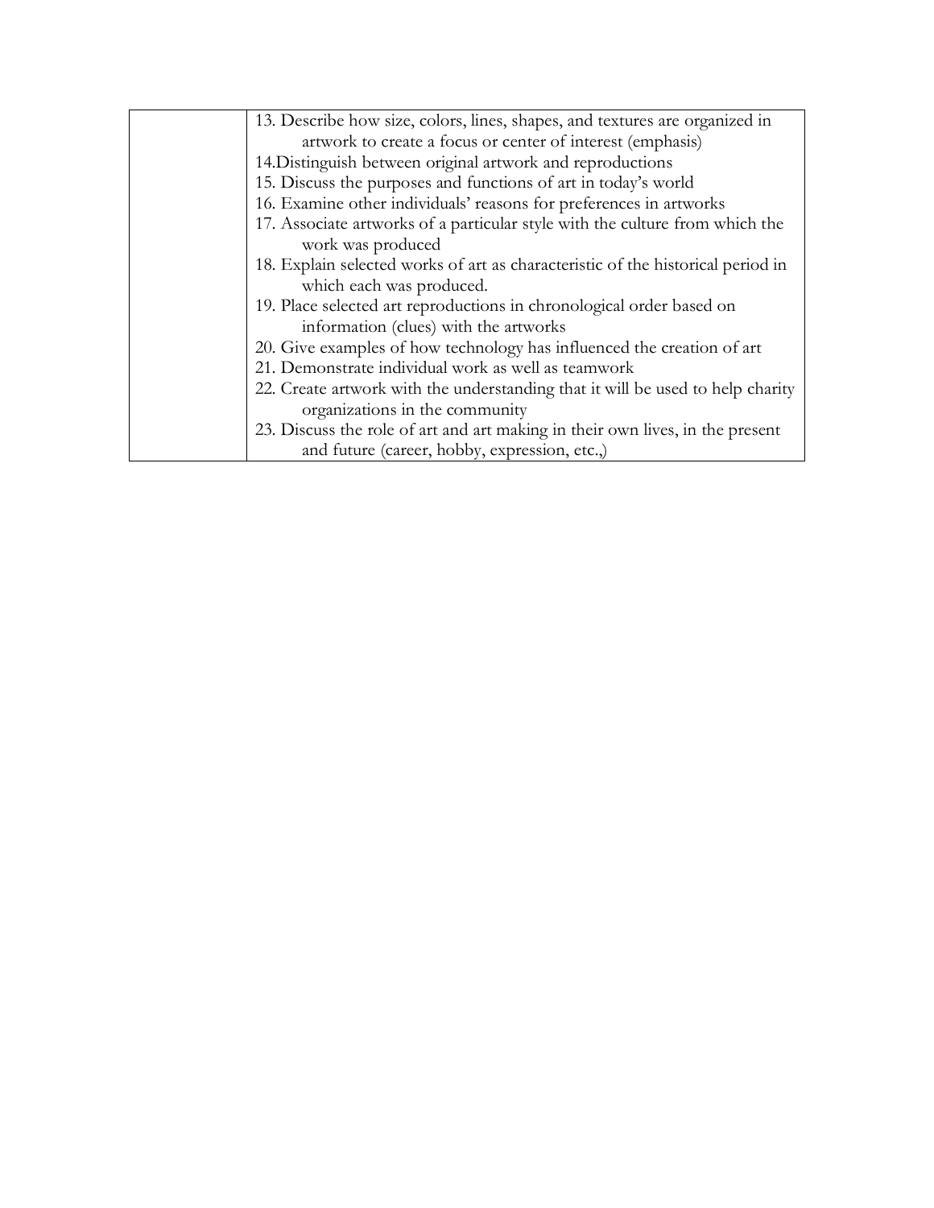| | |
|---|---|
| | 13. Describe how size, colors, lines, shapes, and textures are organized in artwork to create a focus or center of interest (emphasis)<br>14.Distinguish between original artwork and reproductions<br>15. Discuss the purposes and functions of art in today's world<br>16. Examine other individuals' reasons for preferences in artworks<br>17. Associate artworks of a particular style with the culture from which the work was produced<br>18. Explain selected works of art as characteristic of the historical period in which each was produced.<br>19. Place selected art reproductions in chronological order based on information (clues) with the artworks<br>20. Give examples of how technology has influenced the creation of art<br>21. Demonstrate individual work as well as teamwork<br>22. Create artwork with the understanding that it will be used to help charity organizations in the community<br>23. Discuss the role of art and art making in their own lives, in the present and future (career, hobby, expression, etc.,) |